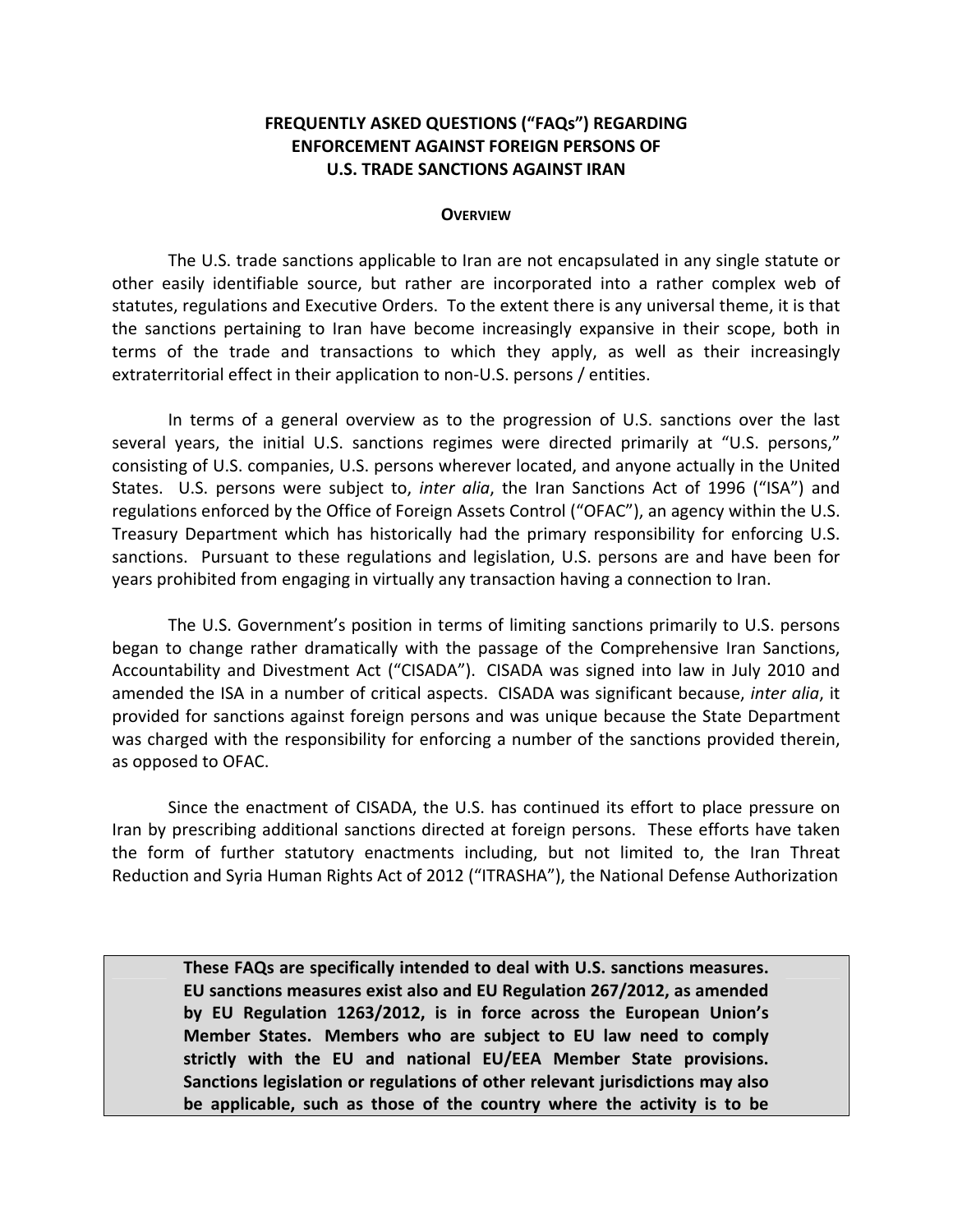# FREQUENTLY ASKED QUESTIONS ("FAQs") REGARDING ENFORCEMENT AGAINST FOREIGN PERSONS OF U.S. TRADE SANCTIONS AGAINST IRAN

## OVERVIEW

The U.S. trade sanctions applicable to Iran are not encapsulated in any single statute or other easily identifiable source, but rather are incorporated into a rather complex web of statutes, regulations and Executive Orders. To the extent there is any universal theme, it is that the sanctions pertaining to Iran have become increasingly expansive in their scope, both in terms of the trade and transactions to which they apply, as well as their increasingly extraterritorial effect in their application to non-U.S. persons / entities.

In terms of a general overview as to the progression of U.S. sanctions over the last several years, the initial U.S. sanctions regimes were directed primarily at "U.S. persons," consisting of U.S. companies, U.S. persons wherever located, and anyone actually in the United States. U.S. persons were subject to, *inter alia*, the Iran Sanctions Act of 1996 ("ISA") and regulations enforced by the Office of Foreign Assets Control ("OFAC"), an agency within the U.S. Treasury Department which has historically had the primary responsibility for enforcing U.S. sanctions. Pursuant to these regulations and legislation, U.S. persons are and have been for years prohibited from engaging in virtually any transaction having a connection to Iran.

The U.S. Government's position in terms of limiting sanctions primarily to U.S. persons began to change rather dramatically with the passage of the Comprehensive Iran Sanctions, Accountability and Divestment Act ("CISADA"). CISADA was signed into law in July 2010 and amended the ISA in a number of critical aspects. CISADA was significant because, *inter alia*, it provided for sanctions against foreign persons and was unique because the State Department was charged with the responsibility for enforcing a number of the sanctions provided therein, as opposed to OFAC.

Since the enactment of CISADA, the U.S. has continued its effort to place pressure on Iran by prescribing additional sanctions directed at foreign persons. These efforts have taken the form of further statutory enactments including, but not limited to, the Iran Threat Reduction and Syria Human Rights Act of 2012 ("ITRASHA"), the National Defense Authorization

**These FAQs are specifically intended to deal with U.S. sanctions measures. EU sanctions measures exist also and EU Regulation 267/2012, as amended by EU Regulation 1263/2012, is in force across the European Union's Member States. Members who are subject to EU law need to comply strictly with the EU and national EU/EEA Member State provisions. Sanctions legislation or regulations of other relevant jurisdictions may also be applicable, such as those of the country where the activity is to be**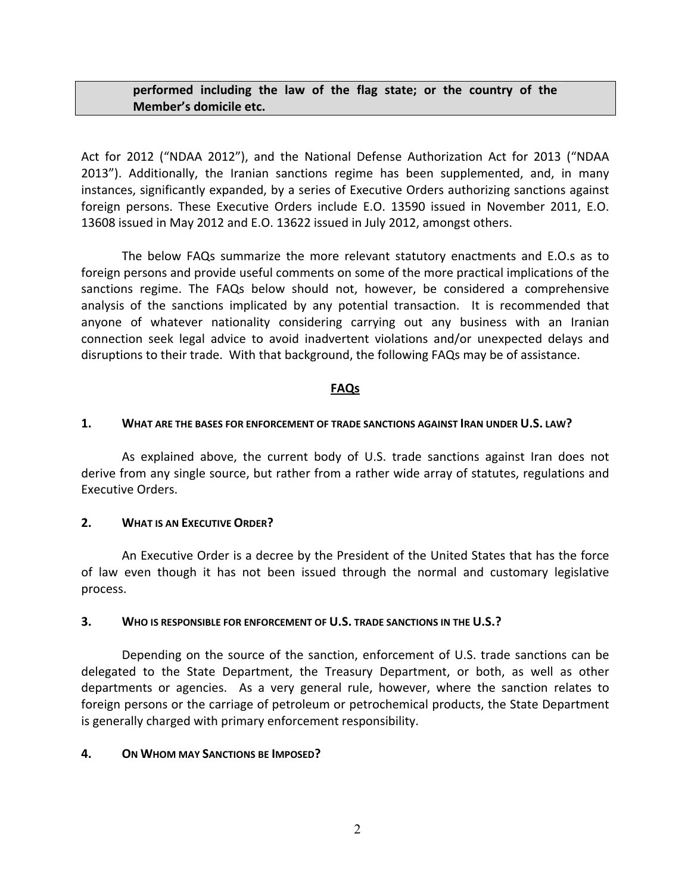**performed including the law of the flag state; or the country of the Member's domicile etc.**

Act for 2012 ("NDAA 2012"), and the National Defense Authorization Act for 2013 ("NDAA 2013"). Additionally, the Iranian sanctions regime has been supplemented, and, in many instances, significantly expanded, by a series of Executive Orders authorizing sanctions against foreign persons. These Executive Orders include E.O. 13590 issued in November 2011, E.O. 13608 issued in May 2012 and E.O. 13622 issued in July 2012, amongst others.

The below FAQs summarize the more relevant statutory enactments and E.O.s as to foreign persons and provide useful comments on some of the more practical implications of the sanctions regime. The FAQs below should not, however, be considered a comprehensive analysis of the sanctions implicated by any potential transaction. It is recommended that anyone of whatever nationality considering carrying out any business with an Iranian connection seek legal advice to avoid inadvertent violations and/or unexpected delays and disruptions to their trade. With that background, the following FAQs may be of assistance.

## FAQs

### 1. What are the bases for enforcement of trade sanctions against Iran under U.S. law?

As explained above, the current body of U.S. trade sanctions against Iran does not derive from any single source, but rather from a rather wide array of statutes, regulations and Executive Orders.

### 2. What is an Executive Order?

An Executive Order is a decree by the President of the United States that has the force of law even though it has not been issued through the normal and customary legislative process.

### 3. Who is responsible for enforcement of U.S. trade sanctions in the U.S.?

Depending on the source of the sanction, enforcement of U.S. trade sanctions can be delegated to the State Department, the Treasury Department, or both, as well as other departments or agencies. As a very general rule, however, where the sanction relates to foreign persons or the carriage of petroleum or petrochemical products, the State Department is generally charged with primary enforcement responsibility.

### 4. On Whom may Sanctions be Imposed?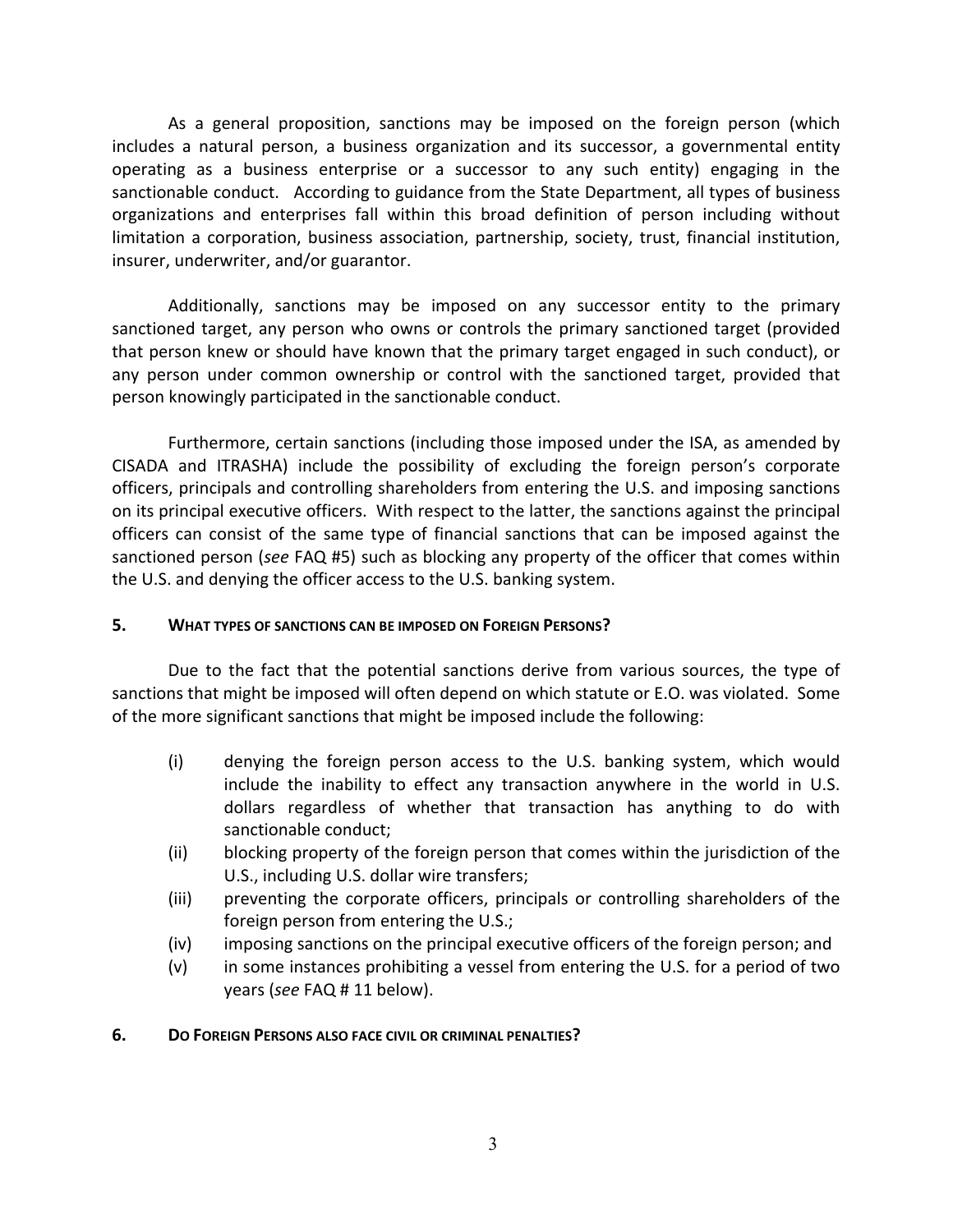As a general proposition, sanctions may be imposed on the foreign person (which includes a natural person, a business organization and its successor, a governmental entity operating as a business enterprise or a successor to any such entity) engaging in the sanctionable conduct. According to guidance from the State Department, all types of business organizations and enterprises fall within this broad definition of person including without limitation a corporation, business association, partnership, society, trust, financial institution, insurer, underwriter, and/or guarantor.

Additionally, sanctions may be imposed on any successor entity to the primary sanctioned target, any person who owns or controls the primary sanctioned target (provided that person knew or should have known that the primary target engaged in such conduct), or any person under common ownership or control with the sanctioned target, provided that person knowingly participated in the sanctionable conduct.

Furthermore, certain sanctions (including those imposed under the ISA, as amended by CISADA and ITRASHA) include the possibility of excluding the foreign person's corporate officers, principals and controlling shareholders from entering the U.S. and imposing sanctions on its principal executive officers. With respect to the latter, the sanctions against the principal officers can consist of the same type of financial sanctions that can be imposed against the sanctioned person (*see* FAQ #5) such as blocking any property of the officer that comes within the U.S. and denying the officer access to the U.S. banking system.

### 5. WHAT TYPES OF SANCTIONS CAN BE IMPOSED ON FOREIGN PERSONS?

Due to the fact that the potential sanctions derive from various sources, the type of sanctions that might be imposed will often depend on which statute or E.O. was violated. Some of the more significant sanctions that might be imposed include the following:

- (i) denying the foreign person access to the U.S. banking system, which would include the inability to effect any transaction anywhere in the world in U.S. dollars regardless of whether that transaction has anything to do with sanctionable conduct;
- (ii) blocking property of the foreign person that comes within the jurisdiction of the U.S., including U.S. dollar wire transfers;
- (iii) preventing the corporate officers, principals or controlling shareholders of the foreign person from entering the U.S.;
- (iv) imposing sanctions on the principal executive officers of the foreign person; and
- (v) in some instances prohibiting a vessel from entering the U.S. for a period of two years (*see* FAQ # 11 below).

### 6. DO FOREIGN PERSONS ALSO FACE CIVIL OR CRIMINAL PENALTIES?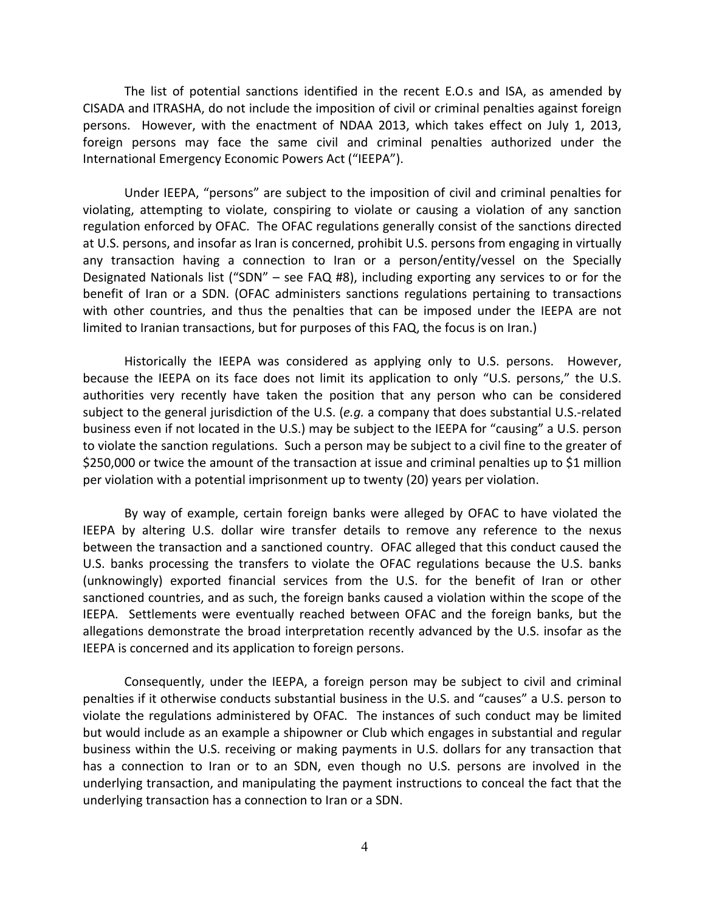The list of potential sanctions identified in the recent E.O.s and ISA, as amended by CISADA and ITRASHA, do not include the imposition of civil or criminal penalties against foreign persons. However, with the enactment of NDAA 2013, which takes effect on July 1, 2013, foreign persons may face the same civil and criminal penalties authorized under the International Emergency Economic Powers Act ("IEEPA").

Under IEEPA, "persons" are subject to the imposition of civil and criminal penalties for violating, attempting to violate, conspiring to violate or causing a violation of any sanction regulation enforced by OFAC. The OFAC regulations generally consist of the sanctions directed at U.S. persons, and insofar as Iran is concerned, prohibit U.S. persons from engaging in virtually any transaction having a connection to Iran or a person/entity/vessel on the Specially Designated Nationals list ("SDN" – see FAQ #8), including exporting any services to or for the benefit of Iran or a SDN. (OFAC administers sanctions regulations pertaining to transactions with other countries, and thus the penalties that can be imposed under the IEEPA are not limited to Iranian transactions, but for purposes of this FAQ, the focus is on Iran.)

Historically the IEEPA was considered as applying only to U.S. persons. However, because the IEEPA on its face does not limit its application to only "U.S. persons," the U.S. authorities very recently have taken the position that any person who can be considered subject to the general jurisdiction of the U.S. (*e.g.* a company that does substantial U.S.-related business even if not located in the U.S.) may be subject to the IEEPA for "causing" a U.S. person to violate the sanction regulations. Such a person may be subject to a civil fine to the greater of $250,000 or twice the amount of the transaction at issue and criminal penalties up to $1 million per violation with a potential imprisonment up to twenty (20) years per violation.

By way of example, certain foreign banks were alleged by OFAC to have violated the IEEPA by altering U.S. dollar wire transfer details to remove any reference to the nexus between the transaction and a sanctioned country. OFAC alleged that this conduct caused the U.S. banks processing the transfers to violate the OFAC regulations because the U.S. banks (unknowingly) exported financial services from the U.S. for the benefit of Iran or other sanctioned countries, and as such, the foreign banks caused a violation within the scope of the IEEPA. Settlements were eventually reached between OFAC and the foreign banks, but the allegations demonstrate the broad interpretation recently advanced by the U.S. insofar as the IEEPA is concerned and its application to foreign persons.

Consequently, under the IEEPA, a foreign person may be subject to civil and criminal penalties if it otherwise conducts substantial business in the U.S. and "causes" a U.S. person to violate the regulations administered by OFAC. The instances of such conduct may be limited but would include as an example a shipowner or Club which engages in substantial and regular business within the U.S. receiving or making payments in U.S. dollars for any transaction that has a connection to Iran or to an SDN, even though no U.S. persons are involved in the underlying transaction, and manipulating the payment instructions to conceal the fact that the underlying transaction has a connection to Iran or a SDN.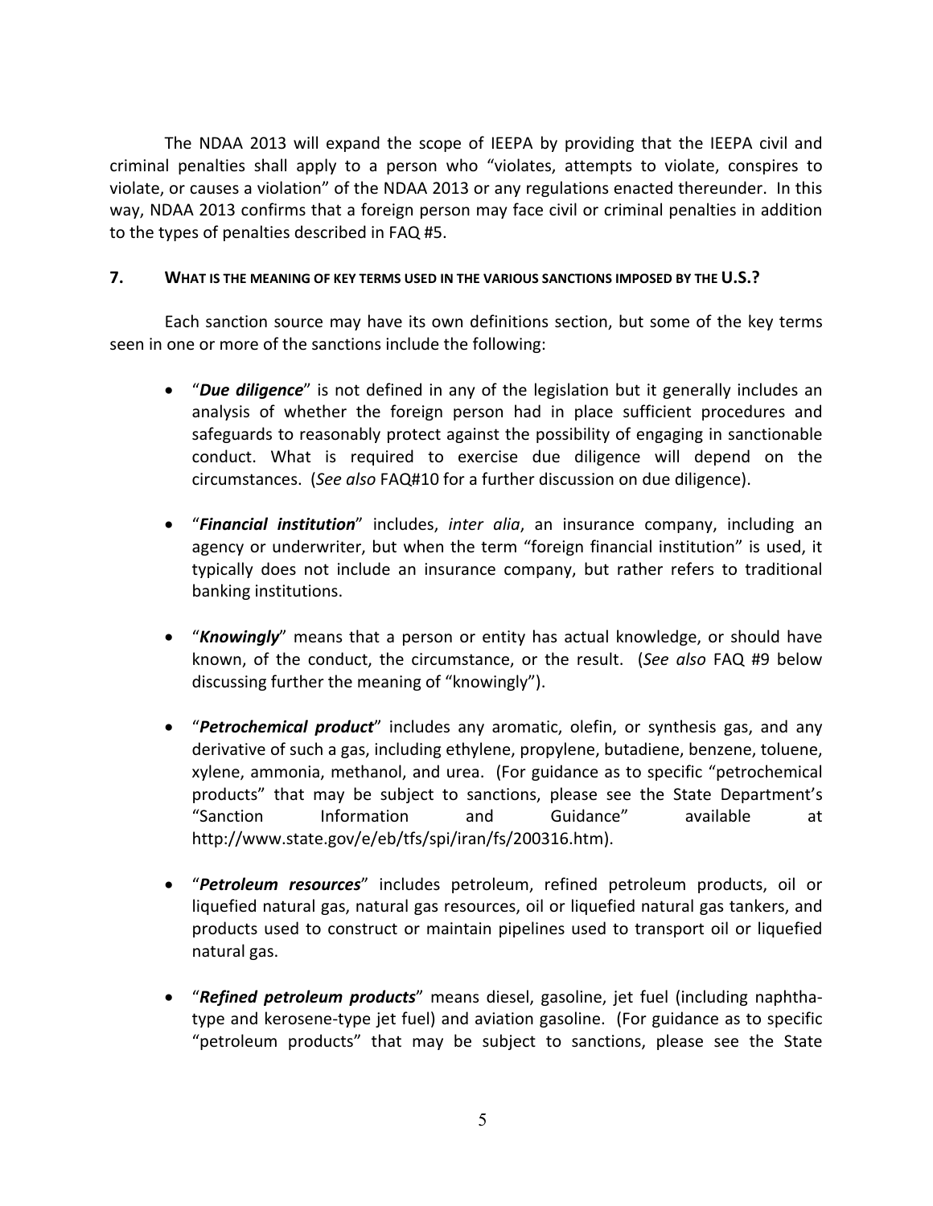The NDAA 2013 will expand the scope of IEEPA by providing that the IEEPA civil and criminal penalties shall apply to a person who "violates, attempts to violate, conspires to violate, or causes a violation" of the NDAA 2013 or any regulations enacted thereunder. In this way, NDAA 2013 confirms that a foreign person may face civil or criminal penalties in addition to the types of penalties described in FAQ #5.

## 7. WHAT IS THE MEANING OF KEY TERMS USED IN THE VARIOUS SANCTIONS IMPOSED BY THE U.S.?

Each sanction source may have its own definitions section, but some of the key terms seen in one or more of the sanctions include the following:

- "***Due diligence***" is not defined in any of the legislation but it generally includes an analysis of whether the foreign person had in place sufficient procedures and safeguards to reasonably protect against the possibility of engaging in sanctionable conduct. What is required to exercise due diligence will depend on the circumstances. (*See also* FAQ#10 for a further discussion on due diligence).

- "***Financial institution***" includes, *inter alia*, an insurance company, including an agency or underwriter, but when the term "foreign financial institution" is used, it typically does not include an insurance company, but rather refers to traditional banking institutions.

- "***Knowingly***" means that a person or entity has actual knowledge, or should have known, of the conduct, the circumstance, or the result. (*See also* FAQ #9 below discussing further the meaning of "knowingly").

- "***Petrochemical product***" includes any aromatic, olefin, or synthesis gas, and any derivative of such a gas, including ethylene, propylene, butadiene, benzene, toluene, xylene, ammonia, methanol, and urea. (For guidance as to specific "petrochemical products" that may be subject to sanctions, please see the State Department's "Sanction Information and Guidance" available at http://www.state.gov/e/eb/tfs/spi/iran/fs/200316.htm).

- "***Petroleum resources***" includes petroleum, refined petroleum products, oil or liquefied natural gas, natural gas resources, oil or liquefied natural gas tankers, and products used to construct or maintain pipelines used to transport oil or liquefied natural gas.

- "***Refined petroleum products***" means diesel, gasoline, jet fuel (including naphtha-type and kerosene-type jet fuel) and aviation gasoline. (For guidance as to specific "petroleum products" that may be subject to sanctions, please see the State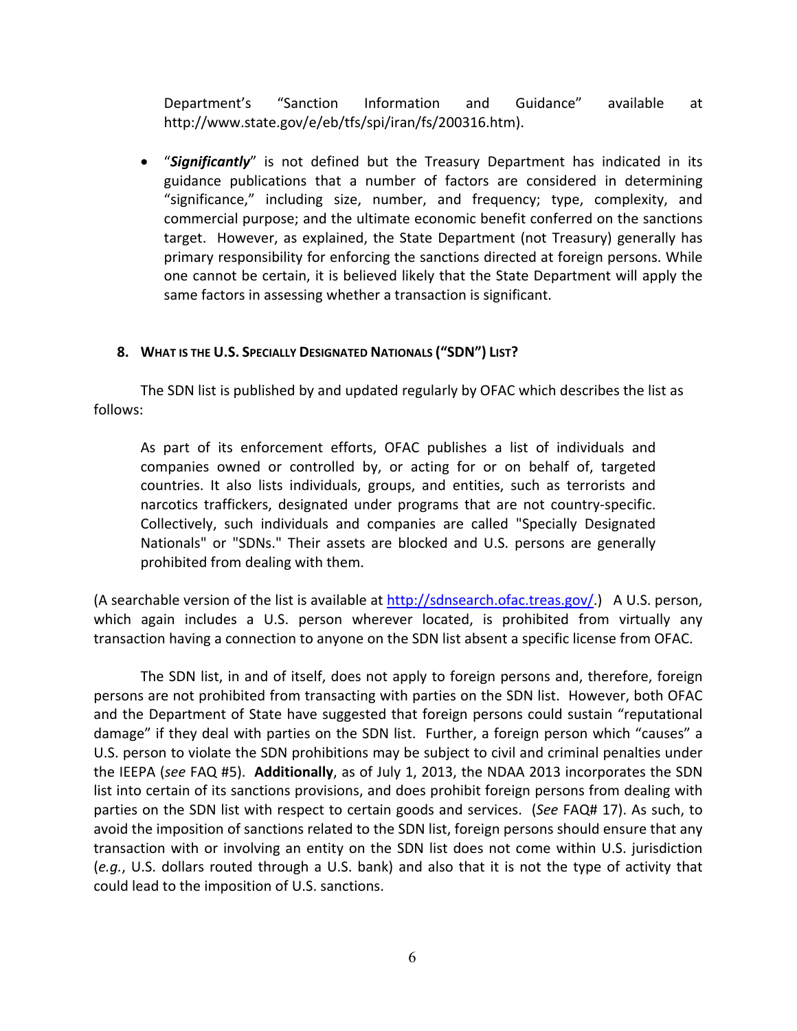Department's "Sanction Information and Guidance" available at http://www.state.gov/e/eb/tfs/spi/iran/fs/200316.htm).

- "***Significantly***" is not defined but the Treasury Department has indicated in its guidance publications that a number of factors are considered in determining "significance," including size, number, and frequency; type, complexity, and commercial purpose; and the ultimate economic benefit conferred on the sanctions target. However, as explained, the State Department (not Treasury) generally has primary responsibility for enforcing the sanctions directed at foreign persons. While one cannot be certain, it is believed likely that the State Department will apply the same factors in assessing whether a transaction is significant.

## 8. What is the U.S. Specially Designated Nationals ("SDN") List?

The SDN list is published by and updated regularly by OFAC which describes the list as follows:

> As part of its enforcement efforts, OFAC publishes a list of individuals and companies owned or controlled by, or acting for or on behalf of, targeted countries. It also lists individuals, groups, and entities, such as terrorists and narcotics traffickers, designated under programs that are not country-specific. Collectively, such individuals and companies are called "Specially Designated Nationals" or "SDNs." Their assets are blocked and U.S. persons are generally prohibited from dealing with them.

(A searchable version of the list is available at http://sdnsearch.ofac.treas.gov/.) A U.S. person, which again includes a U.S. person wherever located, is prohibited from virtually any transaction having a connection to anyone on the SDN list absent a specific license from OFAC.

The SDN list, in and of itself, does not apply to foreign persons and, therefore, foreign persons are not prohibited from transacting with parties on the SDN list. However, both OFAC and the Department of State have suggested that foreign persons could sustain "reputational damage" if they deal with parties on the SDN list. Further, a foreign person which "causes" a U.S. person to violate the SDN prohibitions may be subject to civil and criminal penalties under the IEEPA (*see* FAQ #5). **Additionally**, as of July 1, 2013, the NDAA 2013 incorporates the SDN list into certain of its sanctions provisions, and does prohibit foreign persons from dealing with parties on the SDN list with respect to certain goods and services. (*See* FAQ# 17). As such, to avoid the imposition of sanctions related to the SDN list, foreign persons should ensure that any transaction with or involving an entity on the SDN list does not come within U.S. jurisdiction (*e.g.*, U.S. dollars routed through a U.S. bank) and also that it is not the type of activity that could lead to the imposition of U.S. sanctions.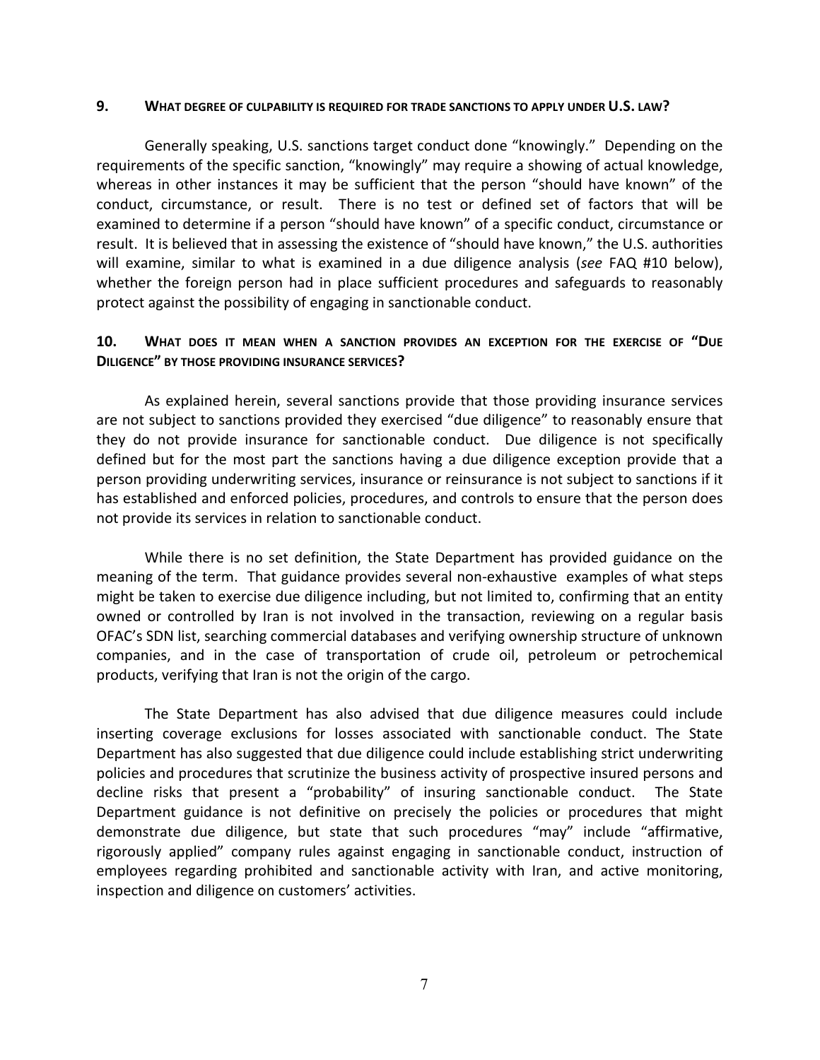**9. WHAT DEGREE OF CULPABILITY IS REQUIRED FOR TRADE SANCTIONS TO APPLY UNDER U.S. LAW?**

Generally speaking, U.S. sanctions target conduct done "knowingly." Depending on the requirements of the specific sanction, "knowingly" may require a showing of actual knowledge, whereas in other instances it may be sufficient that the person "should have known" of the conduct, circumstance, or result. There is no test or defined set of factors that will be examined to determine if a person "should have known" of a specific conduct, circumstance or result. It is believed that in assessing the existence of "should have known," the U.S. authorities will examine, similar to what is examined in a due diligence analysis (*see* FAQ #10 below), whether the foreign person had in place sufficient procedures and safeguards to reasonably protect against the possibility of engaging in sanctionable conduct.

**10. WHAT DOES IT MEAN WHEN A SANCTION PROVIDES AN EXCEPTION FOR THE EXERCISE OF "DUE DILIGENCE" BY THOSE PROVIDING INSURANCE SERVICES?**

As explained herein, several sanctions provide that those providing insurance services are not subject to sanctions provided they exercised "due diligence" to reasonably ensure that they do not provide insurance for sanctionable conduct. Due diligence is not specifically defined but for the most part the sanctions having a due diligence exception provide that a person providing underwriting services, insurance or reinsurance is not subject to sanctions if it has established and enforced policies, procedures, and controls to ensure that the person does not provide its services in relation to sanctionable conduct.

While there is no set definition, the State Department has provided guidance on the meaning of the term. That guidance provides several non-exhaustive examples of what steps might be taken to exercise due diligence including, but not limited to, confirming that an entity owned or controlled by Iran is not involved in the transaction, reviewing on a regular basis OFAC's SDN list, searching commercial databases and verifying ownership structure of unknown companies, and in the case of transportation of crude oil, petroleum or petrochemical products, verifying that Iran is not the origin of the cargo.

The State Department has also advised that due diligence measures could include inserting coverage exclusions for losses associated with sanctionable conduct. The State Department has also suggested that due diligence could include establishing strict underwriting policies and procedures that scrutinize the business activity of prospective insured persons and decline risks that present a "probability" of insuring sanctionable conduct. The State Department guidance is not definitive on precisely the policies or procedures that might demonstrate due diligence, but state that such procedures "may" include "affirmative, rigorously applied" company rules against engaging in sanctionable conduct, instruction of employees regarding prohibited and sanctionable activity with Iran, and active monitoring, inspection and diligence on customers' activities.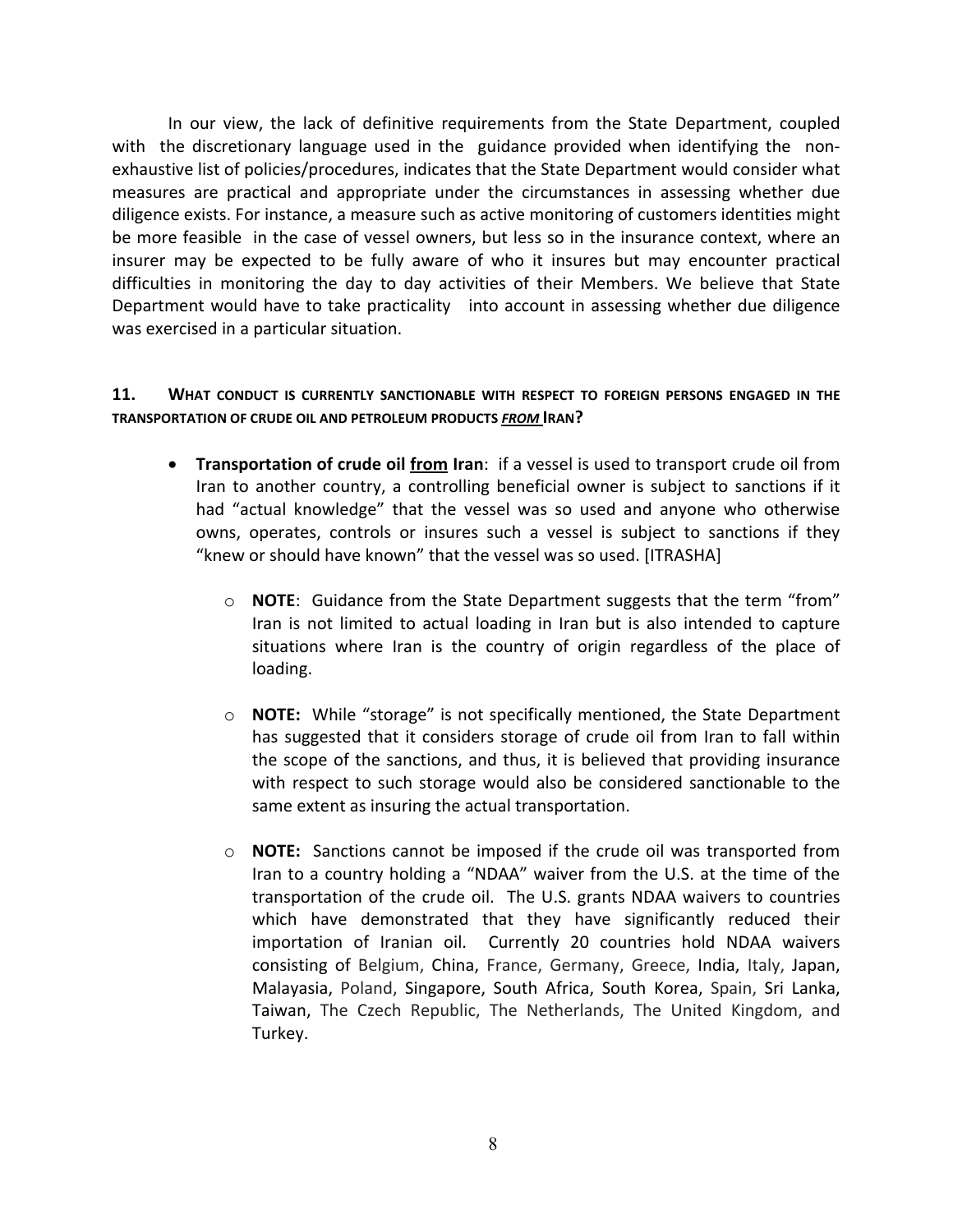In our view, the lack of definitive requirements from the State Department, coupled with the discretionary language used in the guidance provided when identifying the non-exhaustive list of policies/procedures, indicates that the State Department would consider what measures are practical and appropriate under the circumstances in assessing whether due diligence exists. For instance, a measure such as active monitoring of customers identities might be more feasible in the case of vessel owners, but less so in the insurance context, where an insurer may be expected to be fully aware of who it insures but may encounter practical difficulties in monitoring the day to day activities of their Members. We believe that State Department would have to take practicality into account in assessing whether due diligence was exercised in a particular situation.

## 11. What conduct is currently sanctionable with respect to foreign persons engaged in the transportation of crude oil and petroleum products ***from*** Iran?

- **Transportation of crude oil from Iran**: if a vessel is used to transport crude oil from Iran to another country, a controlling beneficial owner is subject to sanctions if it had "actual knowledge" that the vessel was so used and anyone who otherwise owns, operates, controls or insures such a vessel is subject to sanctions if they "knew or should have known" that the vessel was so used. [ITRASHA]
  - **NOTE**: Guidance from the State Department suggests that the term "from" Iran is not limited to actual loading in Iran but is also intended to capture situations where Iran is the country of origin regardless of the place of loading.
  - **NOTE:** While "storage" is not specifically mentioned, the State Department has suggested that it considers storage of crude oil from Iran to fall within the scope of the sanctions, and thus, it is believed that providing insurance with respect to such storage would also be considered sanctionable to the same extent as insuring the actual transportation.
  - **NOTE:** Sanctions cannot be imposed if the crude oil was transported from Iran to a country holding a "NDAA" waiver from the U.S. at the time of the transportation of the crude oil. The U.S. grants NDAA waivers to countries which have demonstrated that they have significantly reduced their importation of Iranian oil. Currently 20 countries hold NDAA waivers consisting of Belgium, China, France, Germany, Greece, India, Italy, Japan, Malayasia, Poland, Singapore, South Africa, South Korea, Spain, Sri Lanka, Taiwan, The Czech Republic, The Netherlands, The United Kingdom, and Turkey.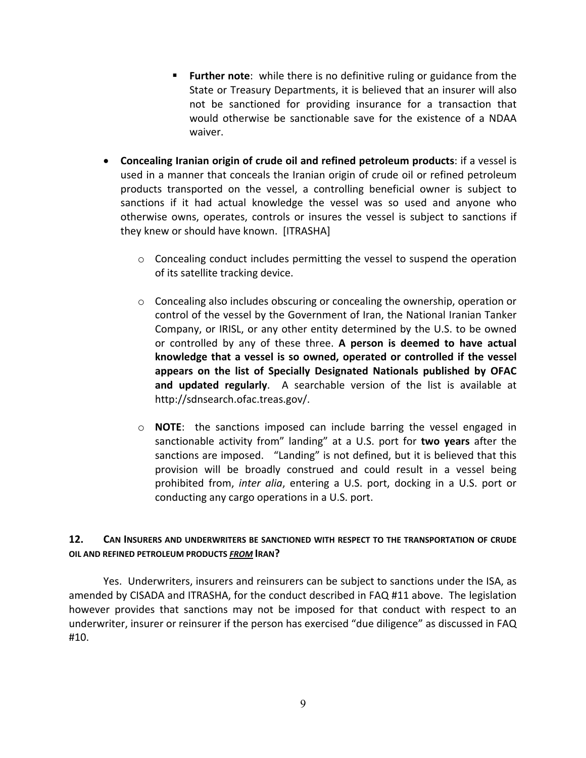- **Further note**: while there is no definitive ruling or guidance from the State or Treasury Departments, it is believed that an insurer will also not be sanctioned for providing insurance for a transaction that would otherwise be sanctionable save for the existence of a NDAA waiver.

- **Concealing Iranian origin of crude oil and refined petroleum products**: if a vessel is used in a manner that conceals the Iranian origin of crude oil or refined petroleum products transported on the vessel, a controlling beneficial owner is subject to sanctions if it had actual knowledge the vessel was so used and anyone who otherwise owns, operates, controls or insures the vessel is subject to sanctions if they knew or should have known. [ITRASHA]

    - Concealing conduct includes permitting the vessel to suspend the operation of its satellite tracking device.

    - Concealing also includes obscuring or concealing the ownership, operation or control of the vessel by the Government of Iran, the National Iranian Tanker Company, or IRISL, or any other entity determined by the U.S. to be owned or controlled by any of these three. **A person is deemed to have actual knowledge that a vessel is so owned, operated or controlled if the vessel appears on the list of Specially Designated Nationals published by OFAC and updated regularly**. A searchable version of the list is available at http://sdnsearch.ofac.treas.gov/.

    - **NOTE**: the sanctions imposed can include barring the vessel engaged in sanctionable activity from" landing" at a U.S. port for **two years** after the sanctions are imposed. "Landing" is not defined, but it is believed that this provision will be broadly construed and could result in a vessel being prohibited from, *inter alia*, entering a U.S. port, docking in a U.S. port or conducting any cargo operations in a U.S. port.

## 12. CAN INSURERS AND UNDERWRITERS BE SANCTIONED WITH RESPECT TO THE TRANSPORTATION OF CRUDE OIL AND REFINED PETROLEUM PRODUCTS *FROM* IRAN?

Yes. Underwriters, insurers and reinsurers can be subject to sanctions under the ISA, as amended by CISADA and ITRASHA, for the conduct described in FAQ #11 above. The legislation however provides that sanctions may not be imposed for that conduct with respect to an underwriter, insurer or reinsurer if the person has exercised "due diligence" as discussed in FAQ #10.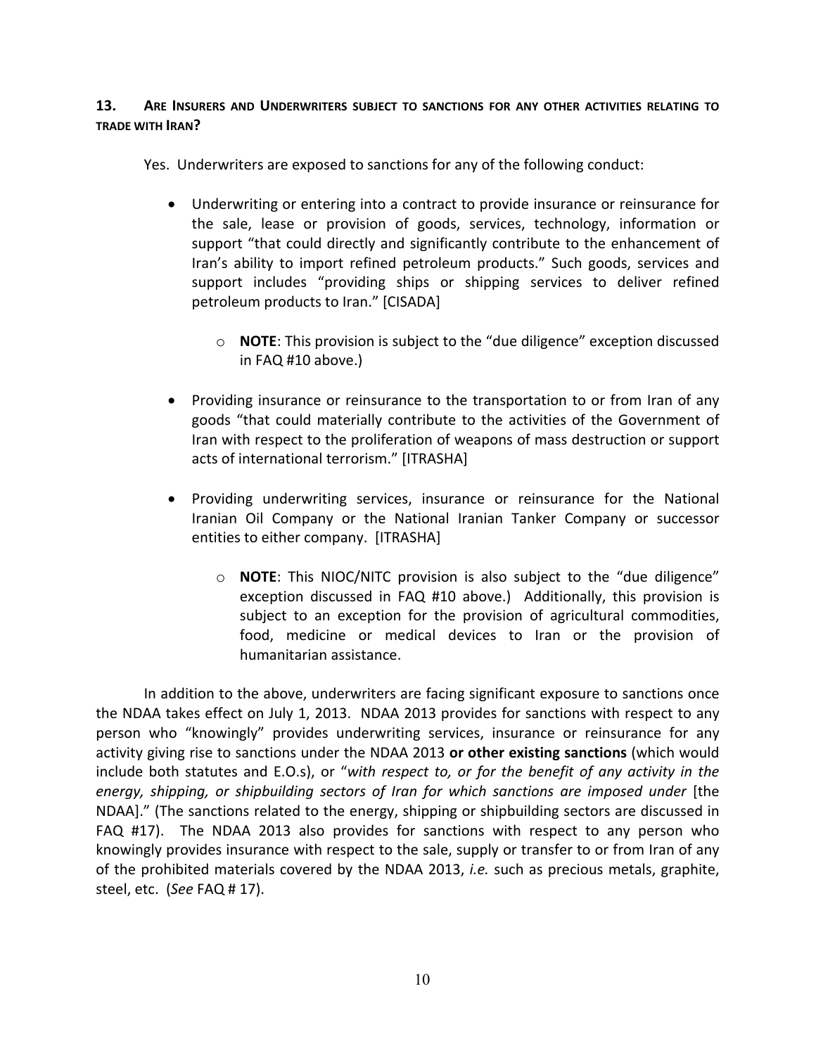## 13. ARE INSURERS AND UNDERWRITERS SUBJECT TO SANCTIONS FOR ANY OTHER ACTIVITIES RELATING TO TRADE WITH IRAN?

Yes. Underwriters are exposed to sanctions for any of the following conduct:

- Underwriting or entering into a contract to provide insurance or reinsurance for the sale, lease or provision of goods, services, technology, information or support "that could directly and significantly contribute to the enhancement of Iran's ability to import refined petroleum products." Such goods, services and support includes "providing ships or shipping services to deliver refined petroleum products to Iran." [CISADA]
  - **NOTE**: This provision is subject to the "due diligence" exception discussed in FAQ #10 above.)
- Providing insurance or reinsurance to the transportation to or from Iran of any goods "that could materially contribute to the activities of the Government of Iran with respect to the proliferation of weapons of mass destruction or support acts of international terrorism." [ITRASHA]
- Providing underwriting services, insurance or reinsurance for the National Iranian Oil Company or the National Iranian Tanker Company or successor entities to either company. [ITRASHA]
  - **NOTE**: This NIOC/NITC provision is also subject to the "due diligence" exception discussed in FAQ #10 above.) Additionally, this provision is subject to an exception for the provision of agricultural commodities, food, medicine or medical devices to Iran or the provision of humanitarian assistance.

In addition to the above, underwriters are facing significant exposure to sanctions once the NDAA takes effect on July 1, 2013. NDAA 2013 provides for sanctions with respect to any person who "knowingly" provides underwriting services, insurance or reinsurance for any activity giving rise to sanctions under the NDAA 2013 **or other existing sanctions** (which would include both statutes and E.O.s), or "*with respect to, or for the benefit of any activity in the energy, shipping, or shipbuilding sectors of Iran for which sanctions are imposed under* [the NDAA]." (The sanctions related to the energy, shipping or shipbuilding sectors are discussed in FAQ #17). The NDAA 2013 also provides for sanctions with respect to any person who knowingly provides insurance with respect to the sale, supply or transfer to or from Iran of any of the prohibited materials covered by the NDAA 2013, *i.e.* such as precious metals, graphite, steel, etc. (*See* FAQ # 17).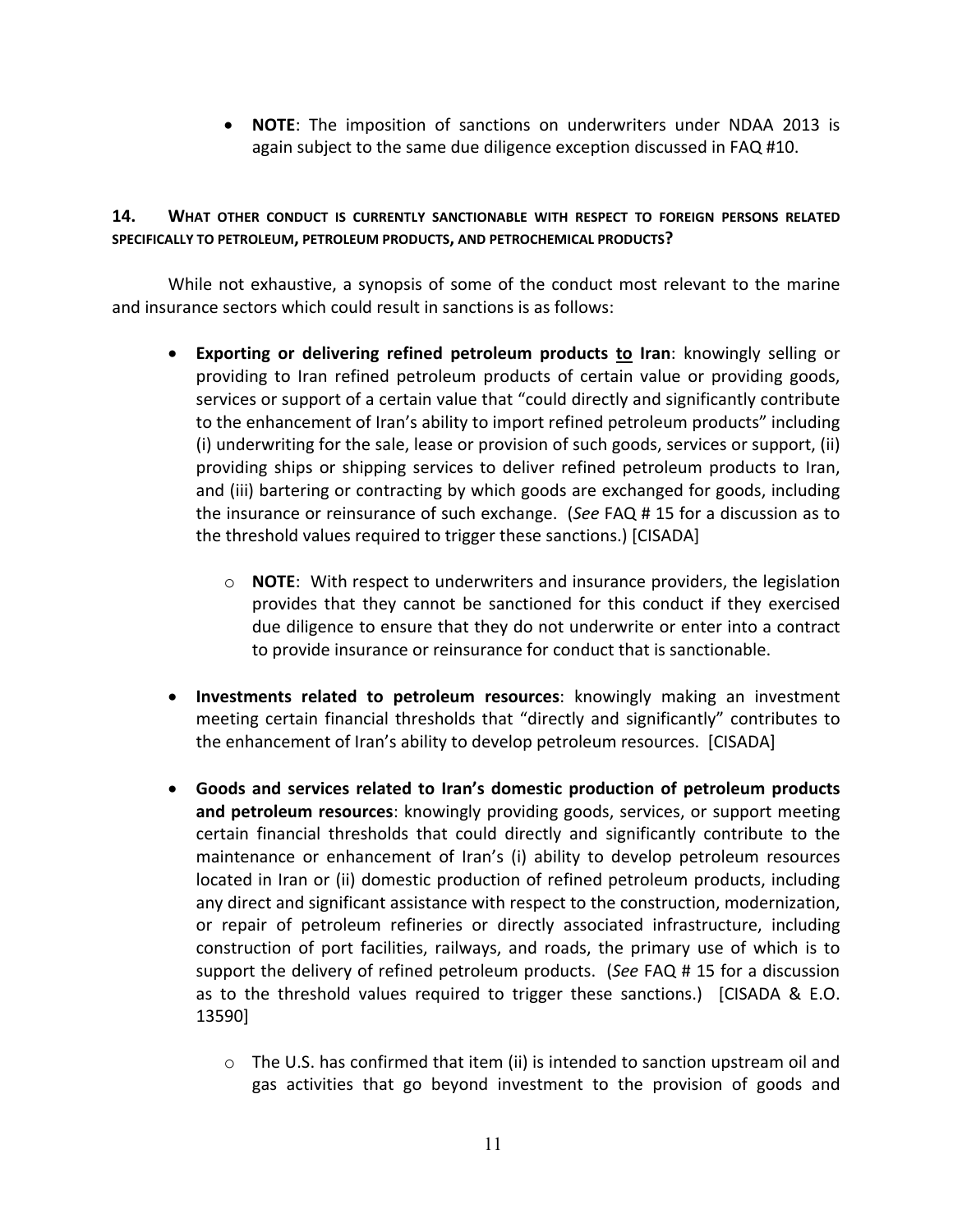- **NOTE**: The imposition of sanctions on underwriters under NDAA 2013 is again subject to the same due diligence exception discussed in FAQ #10.

## 14. WHAT OTHER CONDUCT IS CURRENTLY SANCTIONABLE WITH RESPECT TO FOREIGN PERSONS RELATED SPECIFICALLY TO PETROLEUM, PETROLEUM PRODUCTS, AND PETROCHEMICAL PRODUCTS?

While not exhaustive, a synopsis of some of the conduct most relevant to the marine and insurance sectors which could result in sanctions is as follows:

- **Exporting or delivering refined petroleum products <u>to</u> Iran**: knowingly selling or providing to Iran refined petroleum products of certain value or providing goods, services or support of a certain value that "could directly and significantly contribute to the enhancement of Iran's ability to import refined petroleum products" including (i) underwriting for the sale, lease or provision of such goods, services or support, (ii) providing ships or shipping services to deliver refined petroleum products to Iran, and (iii) bartering or contracting by which goods are exchanged for goods, including the insurance or reinsurance of such exchange. (*See* FAQ # 15 for a discussion as to the threshold values required to trigger these sanctions.) [CISADA]
    - **NOTE**: With respect to underwriters and insurance providers, the legislation provides that they cannot be sanctioned for this conduct if they exercised due diligence to ensure that they do not underwrite or enter into a contract to provide insurance or reinsurance for conduct that is sanctionable.
- **Investments related to petroleum resources**: knowingly making an investment meeting certain financial thresholds that "directly and significantly" contributes to the enhancement of Iran's ability to develop petroleum resources. [CISADA]
- **Goods and services related to Iran's domestic production of petroleum products and petroleum resources**: knowingly providing goods, services, or support meeting certain financial thresholds that could directly and significantly contribute to the maintenance or enhancement of Iran's (i) ability to develop petroleum resources located in Iran or (ii) domestic production of refined petroleum products, including any direct and significant assistance with respect to the construction, modernization, or repair of petroleum refineries or directly associated infrastructure, including construction of port facilities, railways, and roads, the primary use of which is to support the delivery of refined petroleum products. (*See* FAQ # 15 for a discussion as to the threshold values required to trigger these sanctions.) [CISADA & E.O. 13590]
    - The U.S. has confirmed that item (ii) is intended to sanction upstream oil and gas activities that go beyond investment to the provision of goods and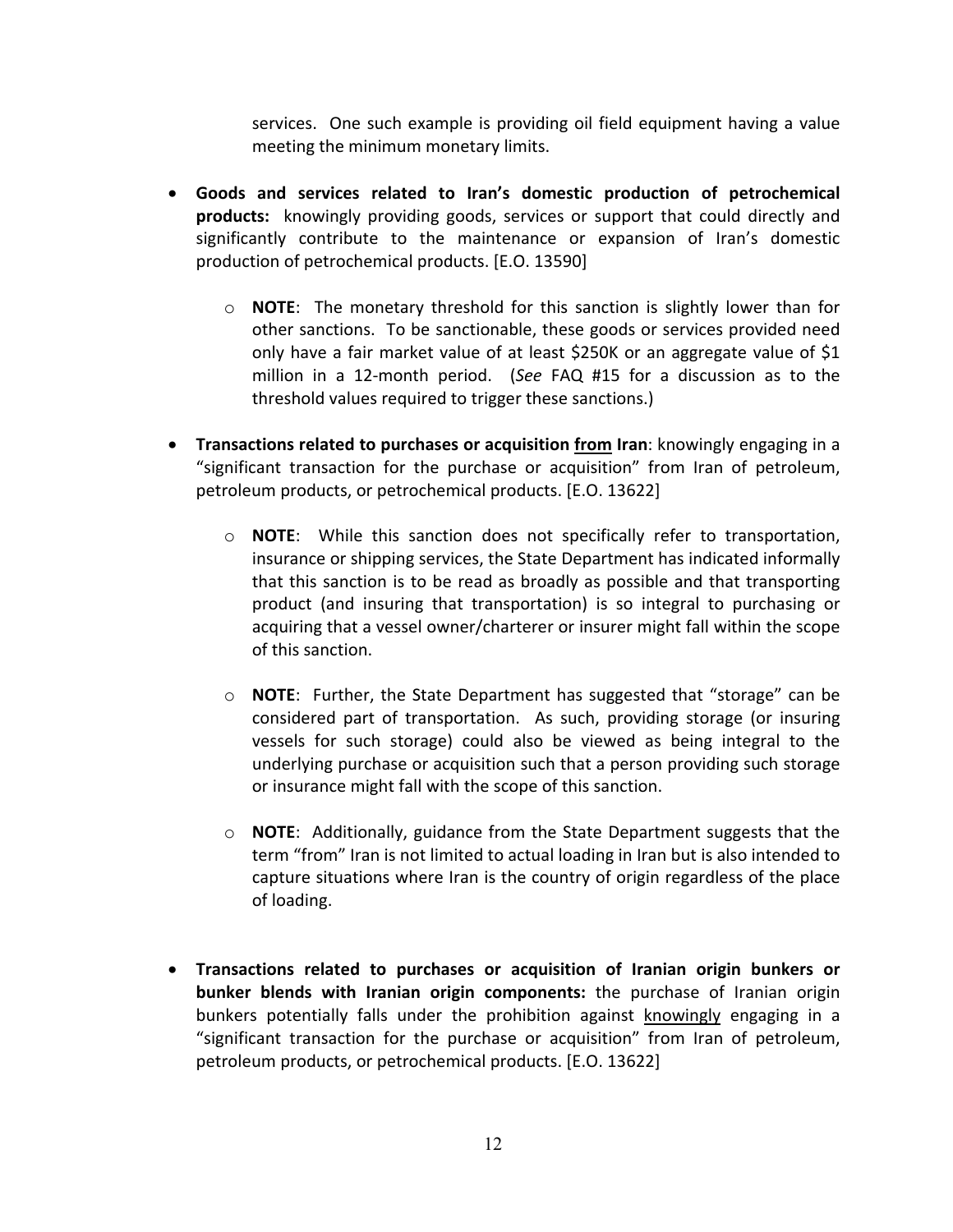services. One such example is providing oil field equipment having a value meeting the minimum monetary limits.

- **Goods and services related to Iran's domestic production of petrochemical products:** knowingly providing goods, services or support that could directly and significantly contribute to the maintenance or expansion of Iran's domestic production of petrochemical products. [E.O. 13590]

  - **NOTE**: The monetary threshold for this sanction is slightly lower than for other sanctions. To be sanctionable, these goods or services provided need only have a fair market value of at least $250K or an aggregate value of $1 million in a 12-month period. (*See* FAQ #15 for a discussion as to the threshold values required to trigger these sanctions.)

- **Transactions related to purchases or acquisition <u>from</u> Iran**: knowingly engaging in a "significant transaction for the purchase or acquisition" from Iran of petroleum, petroleum products, or petrochemical products. [E.O. 13622]

  - **NOTE**: While this sanction does not specifically refer to transportation, insurance or shipping services, the State Department has indicated informally that this sanction is to be read as broadly as possible and that transporting product (and insuring that transportation) is so integral to purchasing or acquiring that a vessel owner/charterer or insurer might fall within the scope of this sanction.

  - **NOTE**: Further, the State Department has suggested that "storage" can be considered part of transportation. As such, providing storage (or insuring vessels for such storage) could also be viewed as being integral to the underlying purchase or acquisition such that a person providing such storage or insurance might fall with the scope of this sanction.

  - **NOTE**: Additionally, guidance from the State Department suggests that the term "from" Iran is not limited to actual loading in Iran but is also intended to capture situations where Iran is the country of origin regardless of the place of loading.

- **Transactions related to purchases or acquisition of Iranian origin bunkers or bunker blends with Iranian origin components:** the purchase of Iranian origin bunkers potentially falls under the prohibition against <u>knowingly</u> engaging in a "significant transaction for the purchase or acquisition" from Iran of petroleum, petroleum products, or petrochemical products. [E.O. 13622]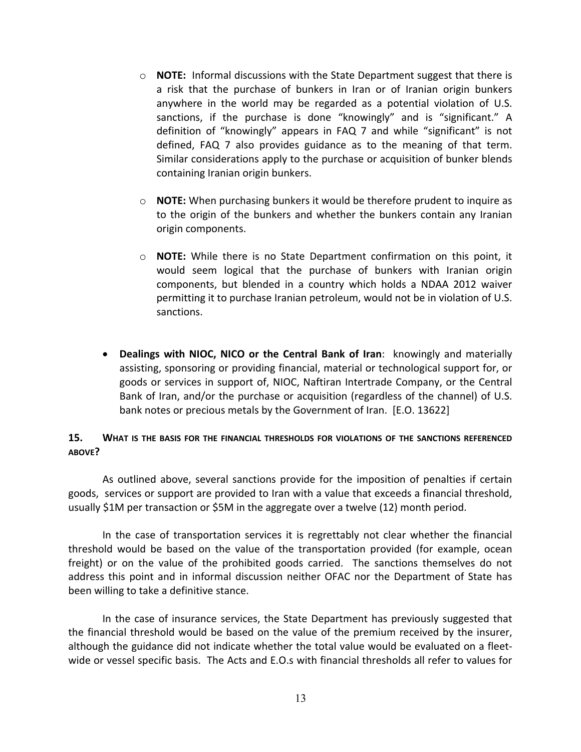- **NOTE:** Informal discussions with the State Department suggest that there is a risk that the purchase of bunkers in Iran or of Iranian origin bunkers anywhere in the world may be regarded as a potential violation of U.S. sanctions, if the purchase is done "knowingly" and is "significant." A definition of "knowingly" appears in FAQ 7 and while "significant" is not defined, FAQ 7 also provides guidance as to the meaning of that term. Similar considerations apply to the purchase or acquisition of bunker blends containing Iranian origin bunkers.

  - **NOTE:** When purchasing bunkers it would be therefore prudent to inquire as to the origin of the bunkers and whether the bunkers contain any Iranian origin components.

  - **NOTE:** While there is no State Department confirmation on this point, it would seem logical that the purchase of bunkers with Iranian origin components, but blended in a country which holds a NDAA 2012 waiver permitting it to purchase Iranian petroleum, would not be in violation of U.S. sanctions.

- **Dealings with NIOC, NICO or the Central Bank of Iran**: knowingly and materially assisting, sponsoring or providing financial, material or technological support for, or goods or services in support of, NIOC, Naftiran Intertrade Company, or the Central Bank of Iran, and/or the purchase or acquisition (regardless of the channel) of U.S. bank notes or precious metals by the Government of Iran. [E.O. 13622]

## 15. What is the basis for the financial thresholds for violations of the sanctions referenced above?

As outlined above, several sanctions provide for the imposition of penalties if certain goods, services or support are provided to Iran with a value that exceeds a financial threshold, usually $1M per transaction or $5M in the aggregate over a twelve (12) month period.

In the case of transportation services it is regrettably not clear whether the financial threshold would be based on the value of the transportation provided (for example, ocean freight) or on the value of the prohibited goods carried. The sanctions themselves do not address this point and in informal discussion neither OFAC nor the Department of State has been willing to take a definitive stance.

In the case of insurance services, the State Department has previously suggested that the financial threshold would be based on the value of the premium received by the insurer, although the guidance did not indicate whether the total value would be evaluated on a fleet-wide or vessel specific basis. The Acts and E.O.s with financial thresholds all refer to values for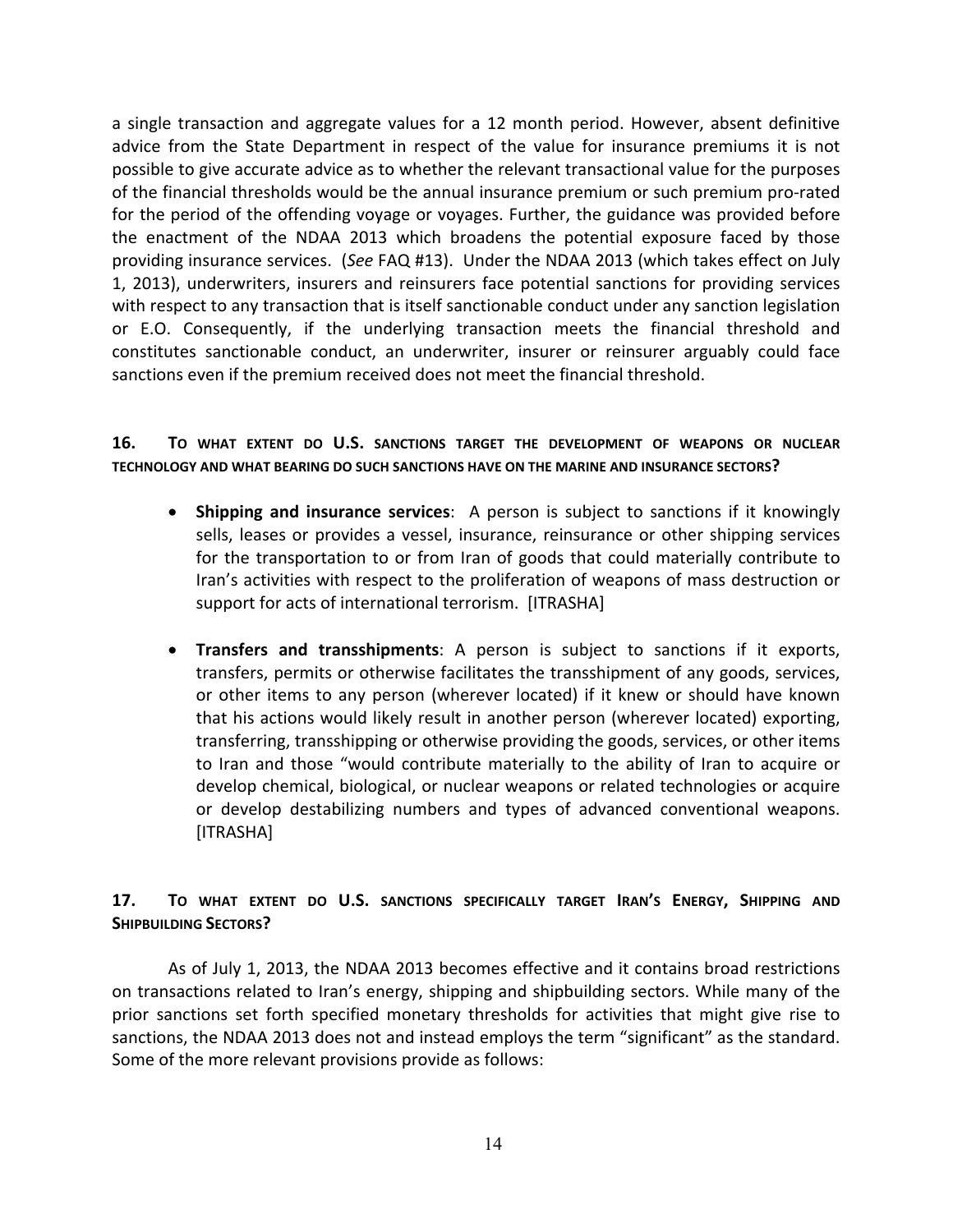a single transaction and aggregate values for a 12 month period. However, absent definitive advice from the State Department in respect of the value for insurance premiums it is not possible to give accurate advice as to whether the relevant transactional value for the purposes of the financial thresholds would be the annual insurance premium or such premium pro-rated for the period of the offending voyage or voyages. Further, the guidance was provided before the enactment of the NDAA 2013 which broadens the potential exposure faced by those providing insurance services. (*See* FAQ #13). Under the NDAA 2013 (which takes effect on July 1, 2013), underwriters, insurers and reinsurers face potential sanctions for providing services with respect to any transaction that is itself sanctionable conduct under any sanction legislation or E.O. Consequently, if the underlying transaction meets the financial threshold and constitutes sanctionable conduct, an underwriter, insurer or reinsurer arguably could face sanctions even if the premium received does not meet the financial threshold.

### 16. To what extent do U.S. sanctions target the development of weapons or nuclear technology and what bearing do such sanctions have on the marine and insurance sectors?

- **Shipping and insurance services**: A person is subject to sanctions if it knowingly sells, leases or provides a vessel, insurance, reinsurance or other shipping services for the transportation to or from Iran of goods that could materially contribute to Iran's activities with respect to the proliferation of weapons of mass destruction or support for acts of international terrorism. [ITRASHA]

- **Transfers and transshipments**: A person is subject to sanctions if it exports, transfers, permits or otherwise facilitates the transshipment of any goods, services, or other items to any person (wherever located) if it knew or should have known that his actions would likely result in another person (wherever located) exporting, transferring, transshipping or otherwise providing the goods, services, or other items to Iran and those "would contribute materially to the ability of Iran to acquire or develop chemical, biological, or nuclear weapons or related technologies or acquire or develop destabilizing numbers and types of advanced conventional weapons. [ITRASHA]

### 17. To what extent do U.S. sanctions specifically target Iran's Energy, Shipping and Shipbuilding Sectors?

As of July 1, 2013, the NDAA 2013 becomes effective and it contains broad restrictions on transactions related to Iran's energy, shipping and shipbuilding sectors. While many of the prior sanctions set forth specified monetary thresholds for activities that might give rise to sanctions, the NDAA 2013 does not and instead employs the term "significant" as the standard. Some of the more relevant provisions provide as follows: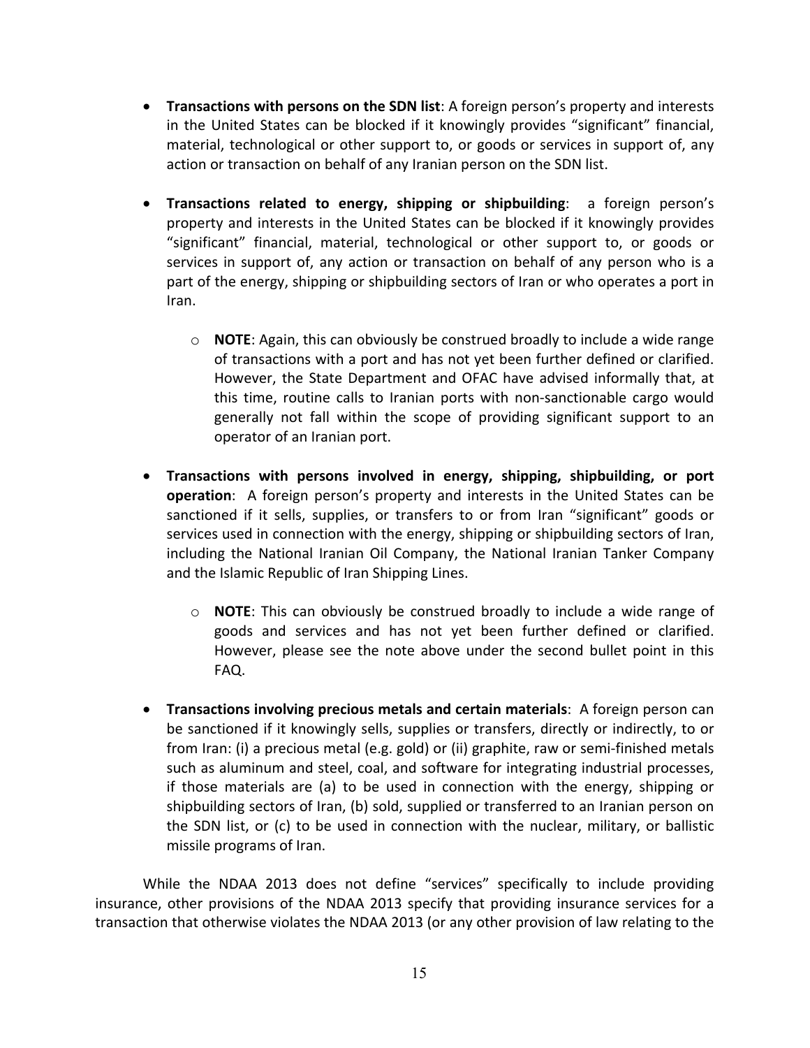- **Transactions with persons on the SDN list**: A foreign person's property and interests in the United States can be blocked if it knowingly provides "significant" financial, material, technological or other support to, or goods or services in support of, any action or transaction on behalf of any Iranian person on the SDN list.

- **Transactions related to energy, shipping or shipbuilding**: a foreign person's property and interests in the United States can be blocked if it knowingly provides "significant" financial, material, technological or other support to, or goods or services in support of, any action or transaction on behalf of any person who is a part of the energy, shipping or shipbuilding sectors of Iran or who operates a port in Iran.

  - **NOTE**: Again, this can obviously be construed broadly to include a wide range of transactions with a port and has not yet been further defined or clarified. However, the State Department and OFAC have advised informally that, at this time, routine calls to Iranian ports with non-sanctionable cargo would generally not fall within the scope of providing significant support to an operator of an Iranian port.

- **Transactions with persons involved in energy, shipping, shipbuilding, or port operation**: A foreign person's property and interests in the United States can be sanctioned if it sells, supplies, or transfers to or from Iran "significant" goods or services used in connection with the energy, shipping or shipbuilding sectors of Iran, including the National Iranian Oil Company, the National Iranian Tanker Company and the Islamic Republic of Iran Shipping Lines.

  - **NOTE**: This can obviously be construed broadly to include a wide range of goods and services and has not yet been further defined or clarified. However, please see the note above under the second bullet point in this FAQ.

- **Transactions involving precious metals and certain materials**: A foreign person can be sanctioned if it knowingly sells, supplies or transfers, directly or indirectly, to or from Iran: (i) a precious metal (e.g. gold) or (ii) graphite, raw or semi-finished metals such as aluminum and steel, coal, and software for integrating industrial processes, if those materials are (a) to be used in connection with the energy, shipping or shipbuilding sectors of Iran, (b) sold, supplied or transferred to an Iranian person on the SDN list, or (c) to be used in connection with the nuclear, military, or ballistic missile programs of Iran.

While the NDAA 2013 does not define "services" specifically to include providing insurance, other provisions of the NDAA 2013 specify that providing insurance services for a transaction that otherwise violates the NDAA 2013 (or any other provision of law relating to the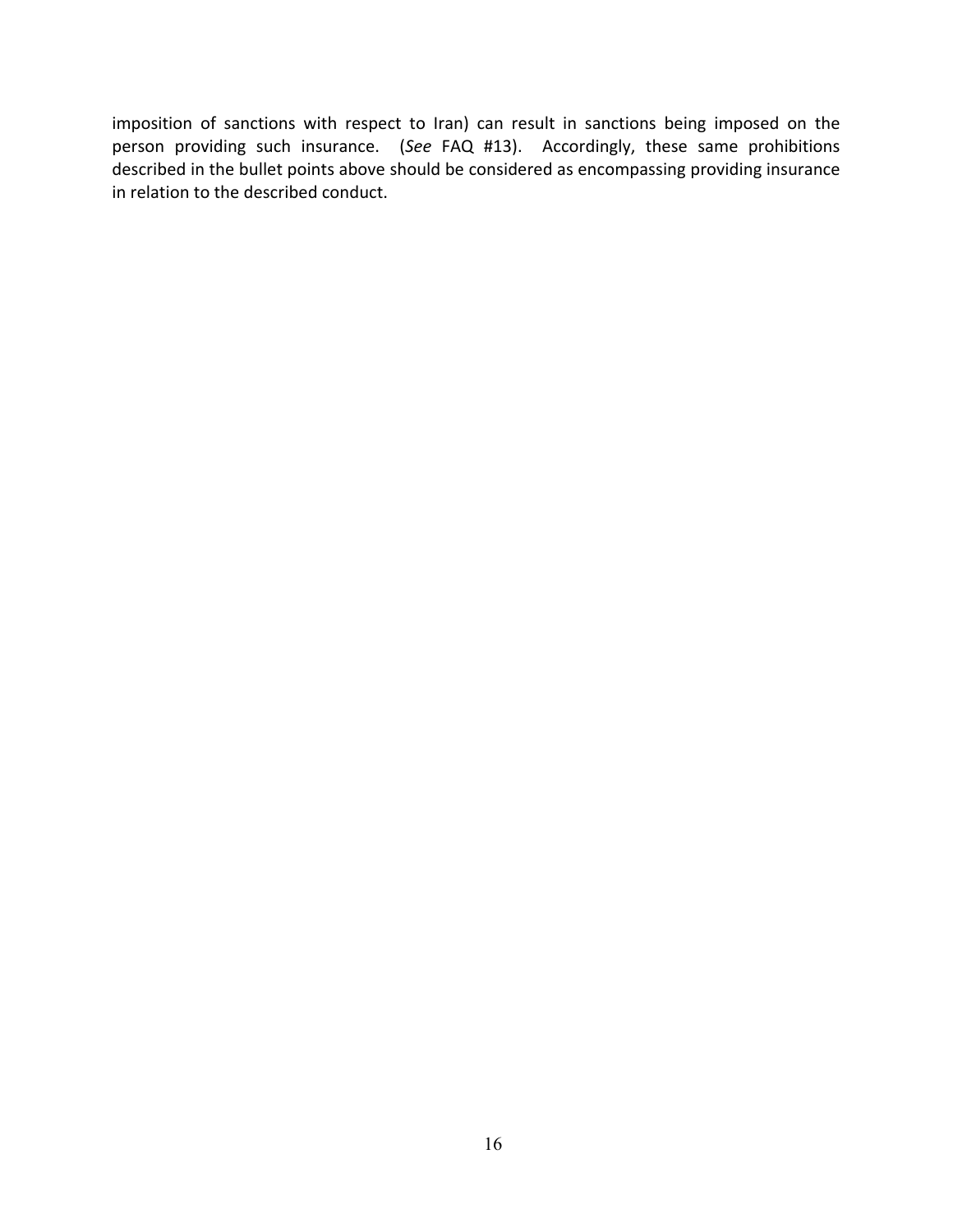imposition of sanctions with respect to Iran) can result in sanctions being imposed on the person providing such insurance. (*See* FAQ #13). Accordingly, these same prohibitions described in the bullet points above should be considered as encompassing providing insurance in relation to the described conduct.